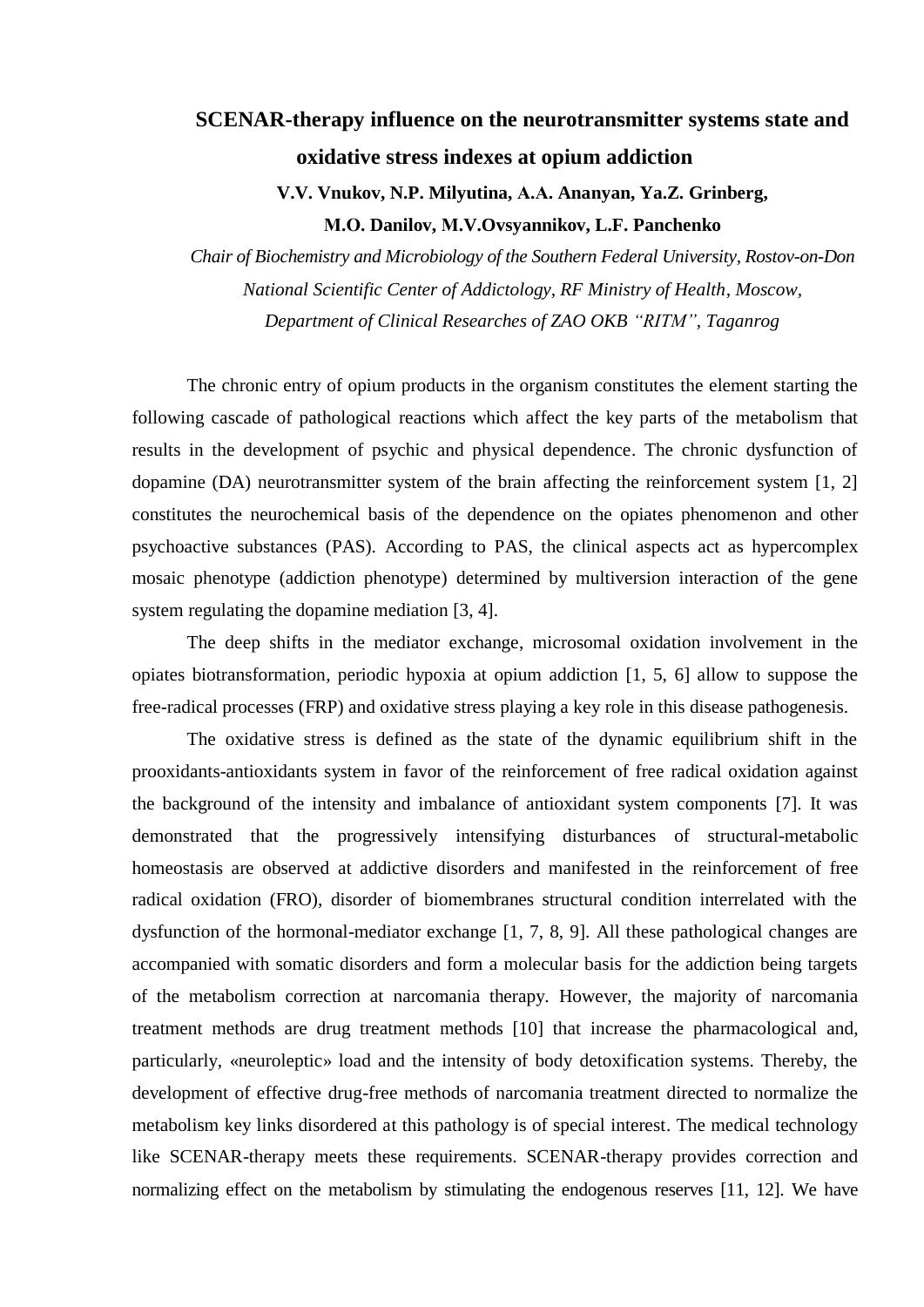# SCENAR-therapy influence on the neurotransmitter systems state and oxidative stress indexes at opium addiction

**V.V. Vnukov, N.P. Milyutina, A.A. Ananyan, Ya.Z. Grinberg,**

**M.O. Danilov, M.V.Ovsyannikov, L.F. Panchenko**

*Chair of Biochemistry and Microbiology of the Southern Federal University, Rostov-on-Don*

*National Scientific Center of Addictology, RF Ministry of Health, Moscow,*

*Department of Clinical Researches of ZAO OKB "RITM", Taganrog*

The chronic entry of opium products in the organism constitutes the element starting the following cascade of pathological reactions which affect the key parts of the metabolism that results in the development of psychic and physical dependence. The chronic dysfunction of dopamine (DA) neurotransmitter system of the brain affecting the reinforcement system [1, 2] constitutes the neurochemical basis of the dependence on the opiates phenomenon and other psychoactive substances (PAS). According to PAS, the clinical aspects act as hypercomplex mosaic phenotype (addiction phenotype) determined by multiversion interaction of the gene system regulating the dopamine mediation [3, 4].

The deep shifts in the mediator exchange, microsomal oxidation involvement in the opiates biotransformation, periodic hypoxia at opium addiction [1, 5, 6] allow to suppose the free-radical processes (FRP) and oxidative stress playing a key role in this disease pathogenesis.

The oxidative stress is defined as the state of the dynamic equilibrium shift in the prooxidants-antioxidants system in favor of the reinforcement of free radical oxidation against the background of the intensity and imbalance of antioxidant system components [7]. It was demonstrated that the progressively intensifying disturbances of structural-metabolic homeostasis are observed at addictive disorders and manifested in the reinforcement of free radical oxidation (FRO), disorder of biomembranes structural condition interrelated with the dysfunction of the hormonal-mediator exchange [1, 7, 8, 9]. All these pathological changes are accompanied with somatic disorders and form a molecular basis for the addiction being targets of the metabolism correction at narcomania therapy. However, the majority of narcomania treatment methods are drug treatment methods [10] that increase the pharmacological and, particularly, «neuroleptic» load and the intensity of body detoxification systems. Thereby, the development of effective drug-free methods of narcomania treatment directed to normalize the metabolism key links disordered at this pathology is of special interest. The medical technology like SCENAR-therapy meets these requirements. SCENAR-therapy provides correction and normalizing effect on the metabolism by stimulating the endogenous reserves [11, 12]. We have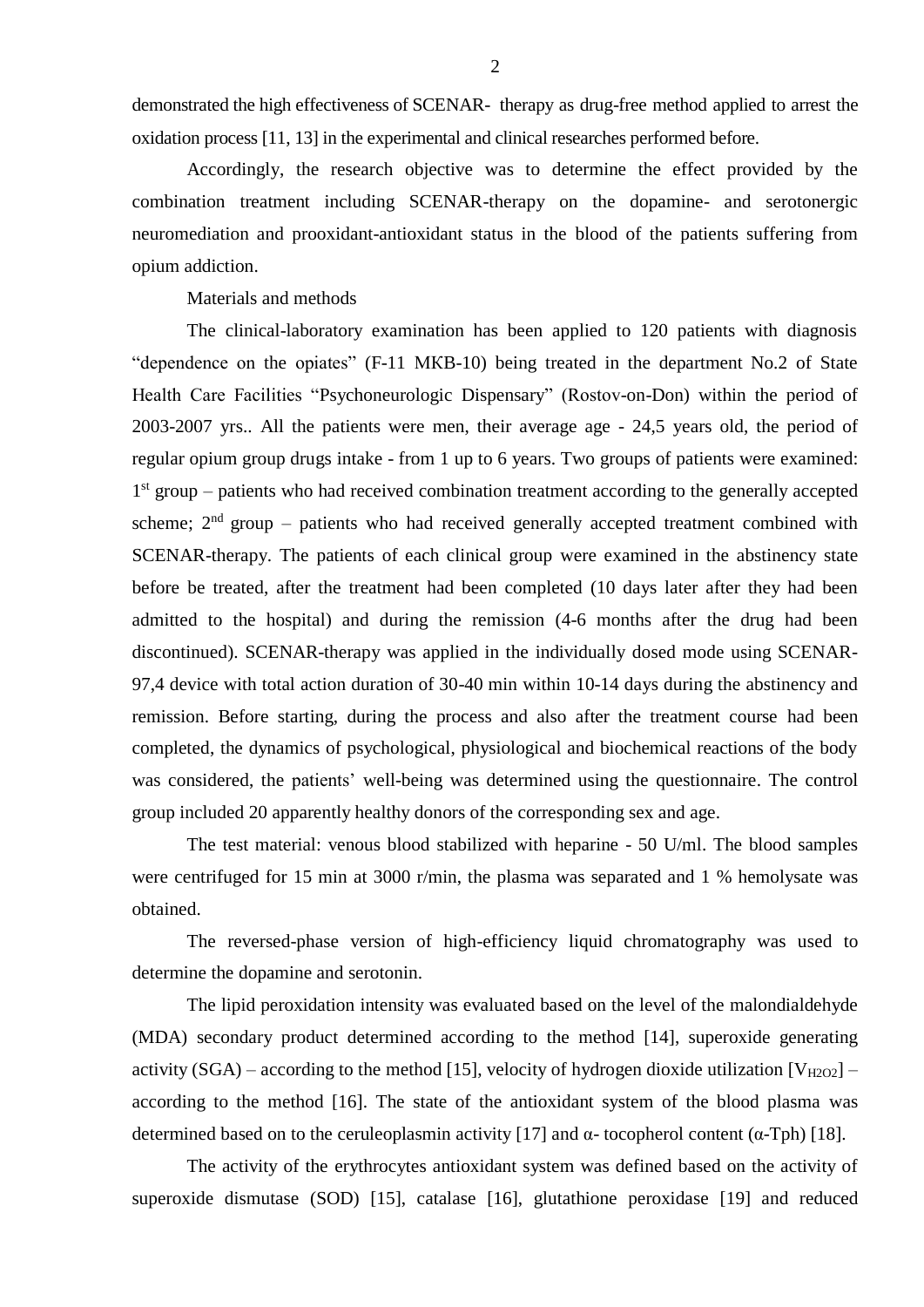demonstrated the high effectiveness of SCENAR- therapy as drug-free method applied to arrest the oxidation process [11, 13] in the experimental and clinical researches performed before.

Accordingly, the research objective was to determine the effect provided by the combination treatment including SCENAR-therapy on the dopamine- and serotonergic neuromediation and prooxidant-antioxidant status in the blood of the patients suffering from opium addiction.

Materials and methods

The clinical-laboratory examination has been applied to 120 patients with diagnosis "dependence on the opiates" (F-11 MKB-10) being treated in the department No.2 of State Health Care Facilities "Psychoneurologic Dispensary" (Rostov-on-Don) within the period of 2003-2007 yrs.. All the patients were men, their average age - 24,5 years old, the period of regular opium group drugs intake - from 1 up to 6 years. Two groups of patients were examined: 1st group – patients who had received combination treatment according to the generally accepted scheme; 2nd group – patients who had received generally accepted treatment combined with SCENAR-therapy. The patients of each clinical group were examined in the abstinency state before be treated, after the treatment had been completed (10 days later after they had been admitted to the hospital) and during the remission (4-6 months after the drug had been discontinued). SCENAR-therapy was applied in the individually dosed mode using SCENAR-97,4 device with total action duration of 30-40 min within 10-14 days during the abstinency and remission. Before starting, during the process and also after the treatment course had been completed, the dynamics of psychological, physiological and biochemical reactions of the body was considered, the patients' well-being was determined using the questionnaire. The control group included 20 apparently healthy donors of the corresponding sex and age.

The test material: venous blood stabilized with heparine - 50 U/ml. The blood samples were centrifuged for 15 min at 3000 r/min, the plasma was separated and 1 % hemolysate was obtained.

The reversed-phase version of high-efficiency liquid chromatography was used to determine the dopamine and serotonin.

The lipid peroxidation intensity was evaluated based on the level of the malondialdehyde (MDA) secondary product determined according to the method [14], superoxide generating activity (SGA) – according to the method [15], velocity of hydrogen dioxide utilization [$V_{H2O2}$] – according to the method [16]. The state of the antioxidant system of the blood plasma was determined based on to the ceruleoplasmin activity [17] and α- tocopherol content (α-Tph) [18].

The activity of the erythrocytes antioxidant system was defined based on the activity of superoxide dismutase (SOD) [15], catalase [16], glutathione peroxidase [19] and reduced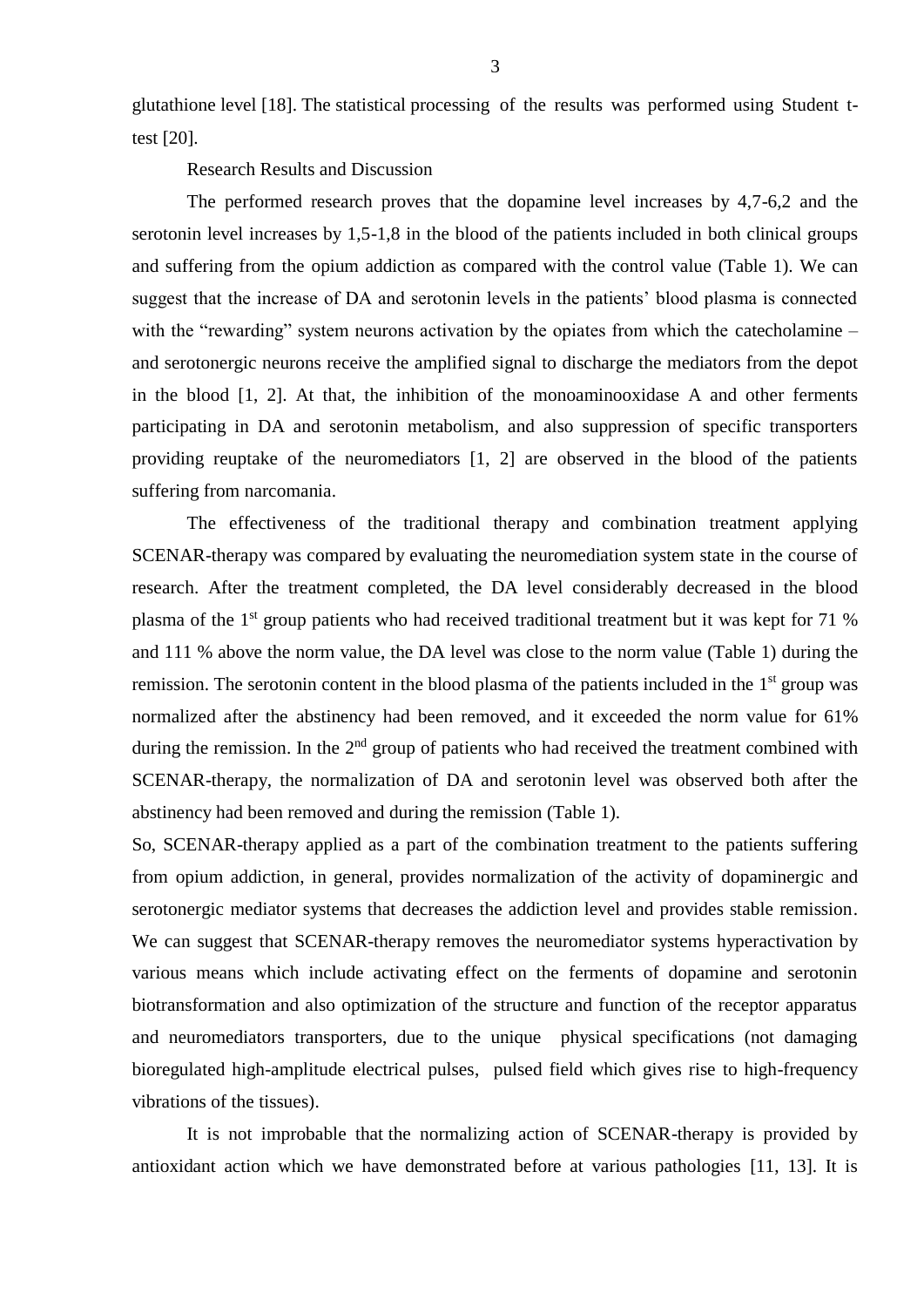glutathione level [18]. The statistical processing of the results was performed using Student t-test [20].

## Research Results and Discussion

The performed research proves that the dopamine level increases by 4,7-6,2 and the serotonin level increases by 1,5-1,8 in the blood of the patients included in both clinical groups and suffering from the opium addiction as compared with the control value (Table 1). We can suggest that the increase of DA and serotonin levels in the patients' blood plasma is connected with the "rewarding" system neurons activation by the opiates from which the catecholamine – and serotonergic neurons receive the amplified signal to discharge the mediators from the depot in the blood [1, 2]. At that, the inhibition of the monoaminooxidase A and other ferments participating in DA and serotonin metabolism, and also suppression of specific transporters providing reuptake of the neuromediators [1, 2] are observed in the blood of the patients suffering from narcomania.

The effectiveness of the traditional therapy and combination treatment applying SCENAR-therapy was compared by evaluating the neuromediation system state in the course of research. After the treatment completed, the DA level considerably decreased in the blood plasma of the 1st group patients who had received traditional treatment but it was kept for 71 % and 111 % above the norm value, the DA level was close to the norm value (Table 1) during the remission. The serotonin content in the blood plasma of the patients included in the 1st group was normalized after the abstinency had been removed, and it exceeded the norm value for 61% during the remission. In the 2nd group of patients who had received the treatment combined with SCENAR-therapy, the normalization of DA and serotonin level was observed both after the abstinency had been removed and during the remission (Table 1).

So, SCENAR-therapy applied as a part of the combination treatment to the patients suffering from opium addiction, in general, provides normalization of the activity of dopaminergic and serotonergic mediator systems that decreases the addiction level and provides stable remission. We can suggest that SCENAR-therapy removes the neuromediator systems hyperactivation by various means which include activating effect on the ferments of dopamine and serotonin biotransformation and also optimization of the structure and function of the receptor apparatus and neuromediators transporters, due to the unique physical specifications (not damaging bioregulated high-amplitude electrical pulses, pulsed field which gives rise to high-frequency vibrations of the tissues).

It is not improbable that the normalizing action of SCENAR-therapy is provided by antioxidant action which we have demonstrated before at various pathologies [11, 13]. It is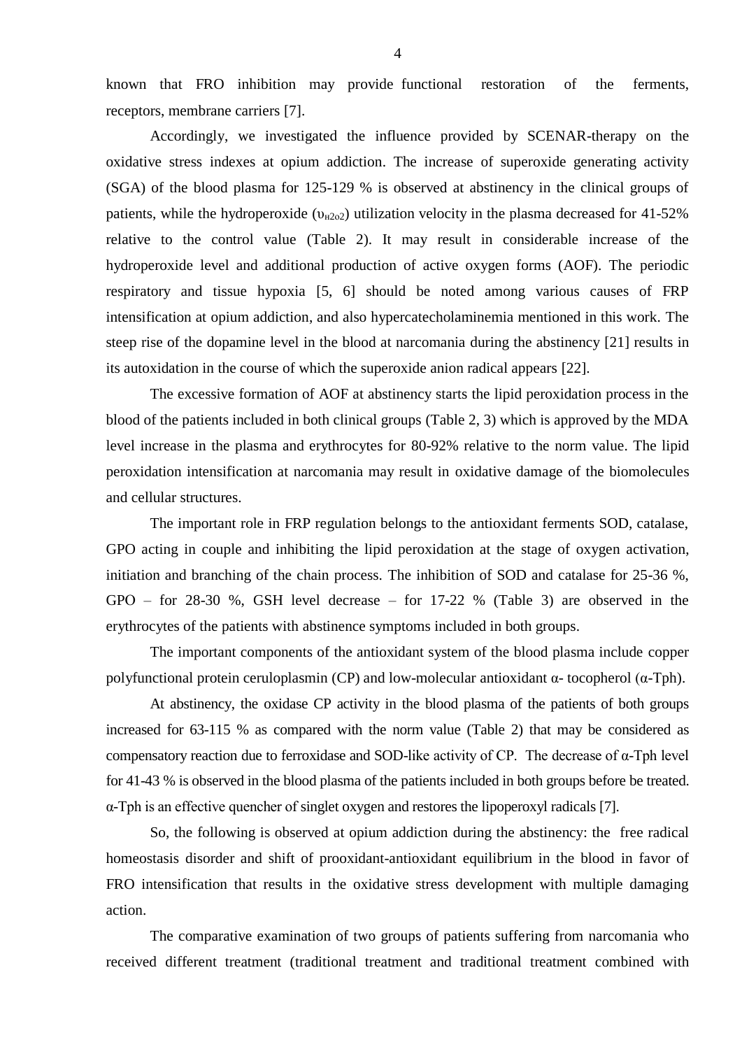known that FRO inhibition may provide functional restoration of the ferments, receptors, membrane carriers [7].

Accordingly, we investigated the influence provided by SCENAR-therapy on the oxidative stress indexes at opium addiction. The increase of superoxide generating activity (SGA) of the blood plasma for 125-129 % is observed at abstinency in the clinical groups of patients, while the hydroperoxide ($\upsilon_{H2O2}$) utilization velocity in the plasma decreased for 41-52% relative to the control value (Table 2). It may result in considerable increase of the hydroperoxide level and additional production of active oxygen forms (AOF). The periodic respiratory and tissue hypoxia [5, 6] should be noted among various causes of FRP intensification at opium addiction, and also hypercatecholaminemia mentioned in this work. The steep rise of the dopamine level in the blood at narcomania during the abstinency [21] results in its autoxidation in the course of which the superoxide anion radical appears [22].

The excessive formation of AOF at abstinency starts the lipid peroxidation process in the blood of the patients included in both clinical groups (Table 2, 3) which is approved by the MDA level increase in the plasma and erythrocytes for 80-92% relative to the norm value. The lipid peroxidation intensification at narcomania may result in oxidative damage of the biomolecules and cellular structures.

The important role in FRP regulation belongs to the antioxidant ferments SOD, catalase, GPO acting in couple and inhibiting the lipid peroxidation at the stage of oxygen activation, initiation and branching of the chain process. The inhibition of SOD and catalase for 25-36 %, GPO – for 28-30 %, GSH level decrease – for 17-22 % (Table 3) are observed in the erythrocytes of the patients with abstinence symptoms included in both groups.

The important components of the antioxidant system of the blood plasma include copper polyfunctional protein ceruloplasmin (CP) and low-molecular antioxidant α- tocopherol (α-Tph).

At abstinency, the oxidase CP activity in the blood plasma of the patients of both groups increased for 63-115 % as compared with the norm value (Table 2) that may be considered as compensatory reaction due to ferroxidase and SOD-like activity of CP. The decrease of α-Tph level for 41-43 % is observed in the blood plasma of the patients included in both groups before be treated. α-Tph is an effective quencher of singlet oxygen and restores the lipoperoxyl radicals [7].

So, the following is observed at opium addiction during the abstinency: the free radical homeostasis disorder and shift of prooxidant-antioxidant equilibrium in the blood in favor of FRO intensification that results in the oxidative stress development with multiple damaging action.

The comparative examination of two groups of patients suffering from narcomania who received different treatment (traditional treatment and traditional treatment combined with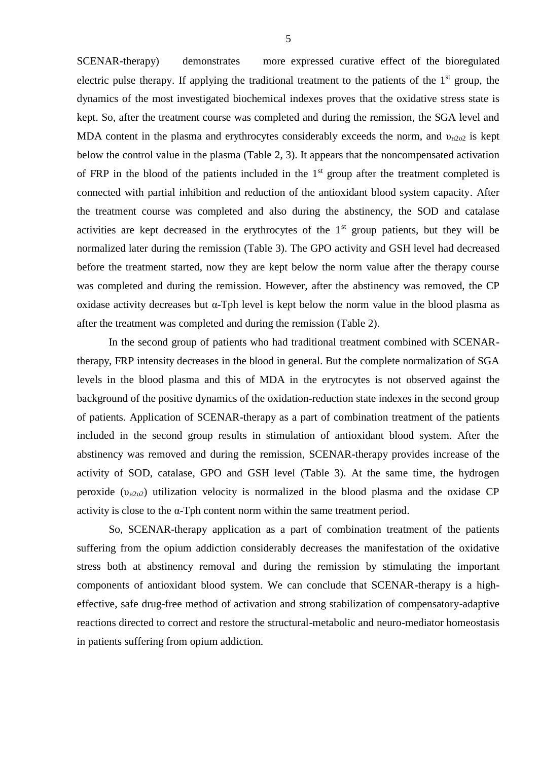SCENAR-therapy) demonstrates more expressed curative effect of the bioregulated electric pulse therapy. If applying the traditional treatment to the patients of the 1st group, the dynamics of the most investigated biochemical indexes proves that the oxidative stress state is kept. So, after the treatment course was completed and during the remission, the SGA level and MDA content in the plasma and erythrocytes considerably exceeds the norm, and $\upsilon_{H2o2}$ is kept below the control value in the plasma (Table 2, 3). It appears that the noncompensated activation of FRP in the blood of the patients included in the 1st group after the treatment completed is connected with partial inhibition and reduction of the antioxidant blood system capacity. After the treatment course was completed and also during the abstinency, the SOD and catalase activities are kept decreased in the erythrocytes of the 1st group patients, but they will be normalized later during the remission (Table 3). The GPO activity and GSH level had decreased before the treatment started, now they are kept below the norm value after the therapy course was completed and during the remission. However, after the abstinency was removed, the CP oxidase activity decreases but α-Tph level is kept below the norm value in the blood plasma as after the treatment was completed and during the remission (Table 2).

In the second group of patients who had traditional treatment combined with SCENAR-therapy, FRP intensity decreases in the blood in general. But the complete normalization of SGA levels in the blood plasma and this of MDA in the erytrocytes is not observed against the background of the positive dynamics of the oxidation-reduction state indexes in the second group of patients. Application of SCENAR-therapy as a part of combination treatment of the patients included in the second group results in stimulation of antioxidant blood system. After the abstinency was removed and during the remission, SCENAR-therapy provides increase of the activity of SOD, catalase, GPO and GSH level (Table 3). At the same time, the hydrogen peroxide ($\upsilon_{H2o2}$) utilization velocity is normalized in the blood plasma and the oxidase CP activity is close to the α-Tph content norm within the same treatment period.

So, SCENAR-therapy application as a part of combination treatment of the patients suffering from the opium addiction considerably decreases the manifestation of the oxidative stress both at abstinency removal and during the remission by stimulating the important components of antioxidant blood system. We can conclude that SCENAR-therapy is a high-effective, safe drug-free method of activation and strong stabilization of compensatory-adaptive reactions directed to correct and restore the structural-metabolic and neuro-mediator homeostasis in patients suffering from opium addiction.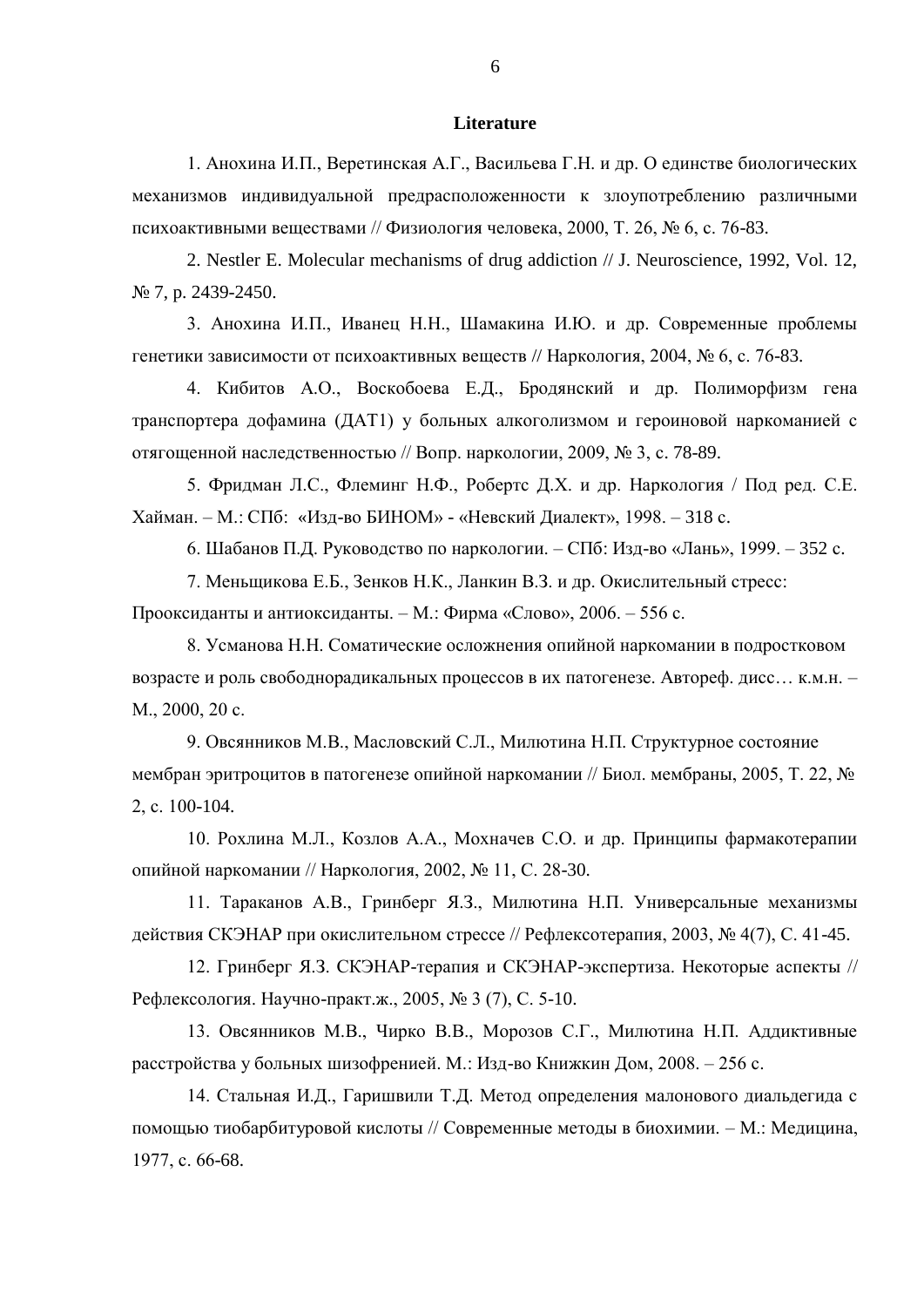**Literature**

1. Анохина И.П., Веретинская А.Г., Васильева Г.Н. и др. О единстве биологических механизмов индивидуальной предрасположенности к злоупотреблению различными психоактивными веществами // Физиология человека, 2000, Т. 26, № 6, с. 76-83.

2. Nestler E. Molecular mechanisms of drug addiction // J. Neuroscience, 1992, Vol. 12, № 7, p. 2439-2450.

3. Анохина И.П., Иванец Н.Н., Шамакина И.Ю. и др. Современные проблемы генетики зависимости от психоактивных веществ // Наркология, 2004, № 6, с. 76-83.

4. Кибитов А.О., Воскобоева Е.Д., Бродянский и др. Полиморфизм гена транспортера дофамина (ДАТ1) у больных алкоголизмом и героиновой наркоманией с отягощенной наследственностью // Вопр. наркологии, 2009, № 3, с. 78-89.

5. Фридман Л.С., Флеминг Н.Ф., Робертс Д.Х. и др. Наркология / Под ред. С.Е. Хайман. – М.: СПб: «Изд-во БИНОМ» - «Невский Диалект», 1998. – 318 с.

6. Шабанов П.Д. Руководство по наркологии. – СПб: Изд-во «Лань», 1999. – 352 с.

7. Меньщикова Е.Б., Зенков Н.К., Ланкин В.З. и др. Окислительный стресс: Прооксиданты и антиоксиданты. – М.: Фирма «Слово», 2006. – 556 с.

8. Усманова Н.Н. Соматические осложнения опийной наркомании в подростковом возрасте и роль свободнорадикальных процессов в их патогенезе. Автореф. дисс… к.м.н. – М., 2000, 20 с.

9. Овсянников М.В., Масловский С.Л., Милютина Н.П. Структурное состояние мембран эритроцитов в патогенезе опийной наркомании // Биол. мембраны, 2005, Т. 22, № 2, с. 100-104.

10. Рохлина М.Л., Козлов А.А., Мохначев С.О. и др. Принципы фармакотерапии опийной наркомании // Наркология, 2002, № 11, С. 28-30.

11. Тараканов А.В., Гринберг Я.З., Милютина Н.П. Универсальные механизмы действия СКЭНАР при окислительном стрессе // Рефлексотерапия, 2003, № 4(7), С. 41-45.

12. Гринберг Я.З. СКЭНАР-терапия и СКЭНАР-экспертиза. Некоторые аспекты // Рефлексология. Научно-практ.ж., 2005, № 3 (7), С. 5-10.

13. Овсянников М.В., Чирко В.В., Морозов С.Г., Милютина Н.П. Аддиктивные расстройства у больных шизофренией. М.: Изд-во Книжкин Дом, 2008. – 256 с.

14. Стальная И.Д., Гаришвили Т.Д. Метод определения малонового диальдегида с помощью тиобарбитуровой кислоты // Современные методы в биохимии. – М.: Медицина, 1977, с. 66-68.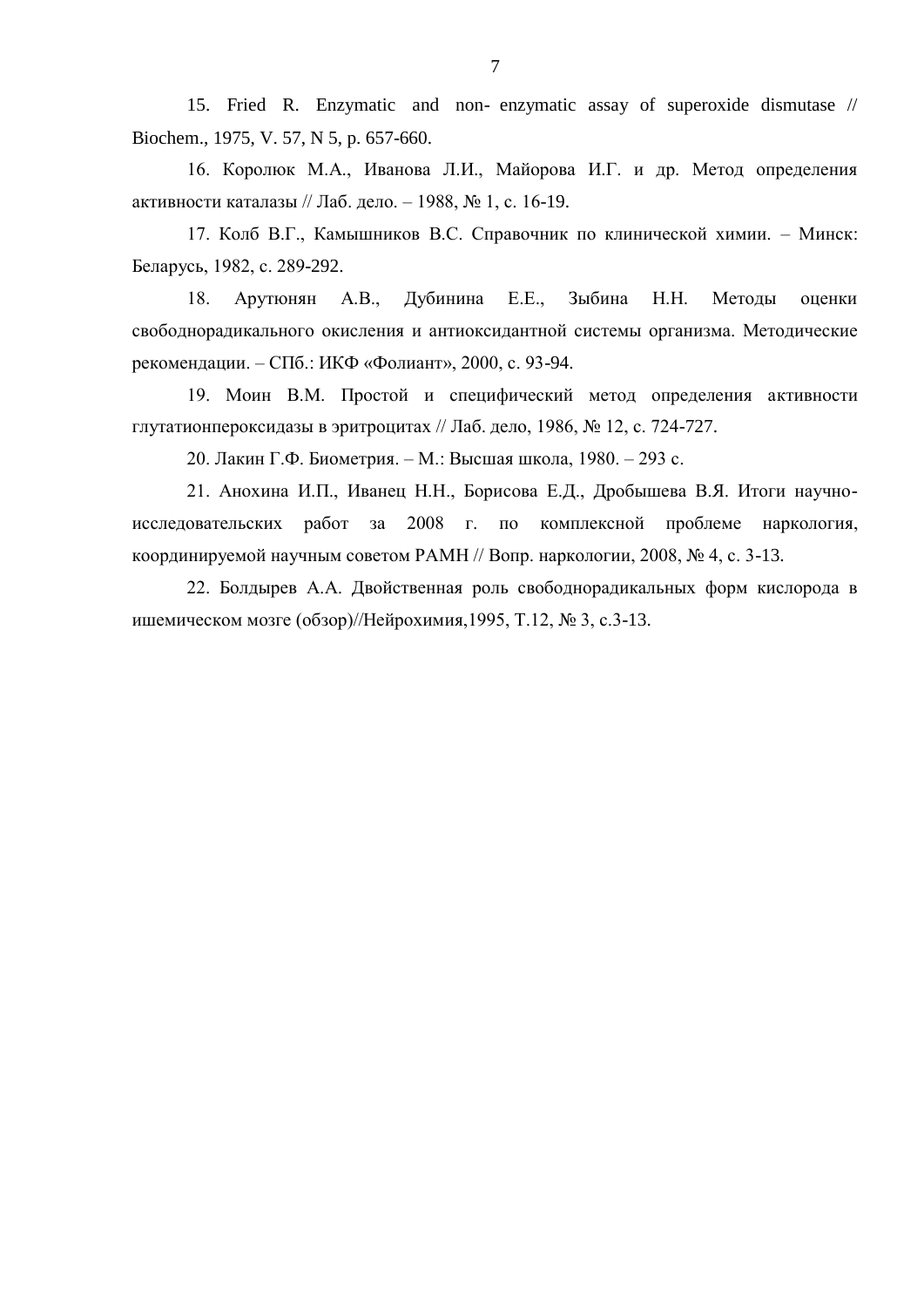15. Fried R. Enzymatic and non- enzymatic assay of superoxide dismutase // Biochem., 1975, V. 57, N 5, p. 657-660.

16. Королюк М.А., Иванова Л.И., Майорова И.Г. и др. Метод определения активности каталазы // Лаб. дело. – 1988, № 1, с. 16-19.

17. Колб В.Г., Камышников В.С. Справочник по клинической химии. – Минск: Беларусь, 1982, с. 289-292.

18. Арутюнян А.В., Дубинина Е.Е., Зыбина Н.Н. Методы оценки свободнорадикального окисления и антиоксидантной системы организма. Методические рекомендации. – СПб.: ИКФ «Фолиант», 2000, с. 93-94.

19. Моин В.М. Простой и специфический метод определения активности глутатионпероксидазы в эритроцитах // Лаб. дело, 1986, № 12, с. 724-727.

20. Лакин Г.Ф. Биометрия. – М.: Высшая школа, 1980. – 293 с.

21. Анохина И.П., Иванец Н.Н., Борисова Е.Д., Дробышева В.Я. Итоги научно-исследовательских работ за 2008 г. по комплексной проблеме наркология, координируемой научным советом РАМН // Вопр. наркологии, 2008, № 4, с. 3-13.

22. Болдырев А.А. Двойственная роль свободнорадикальных форм кислорода в ишемическом мозге (обзор)//Нейрохимия,1995, Т.12, № 3, с.3-13.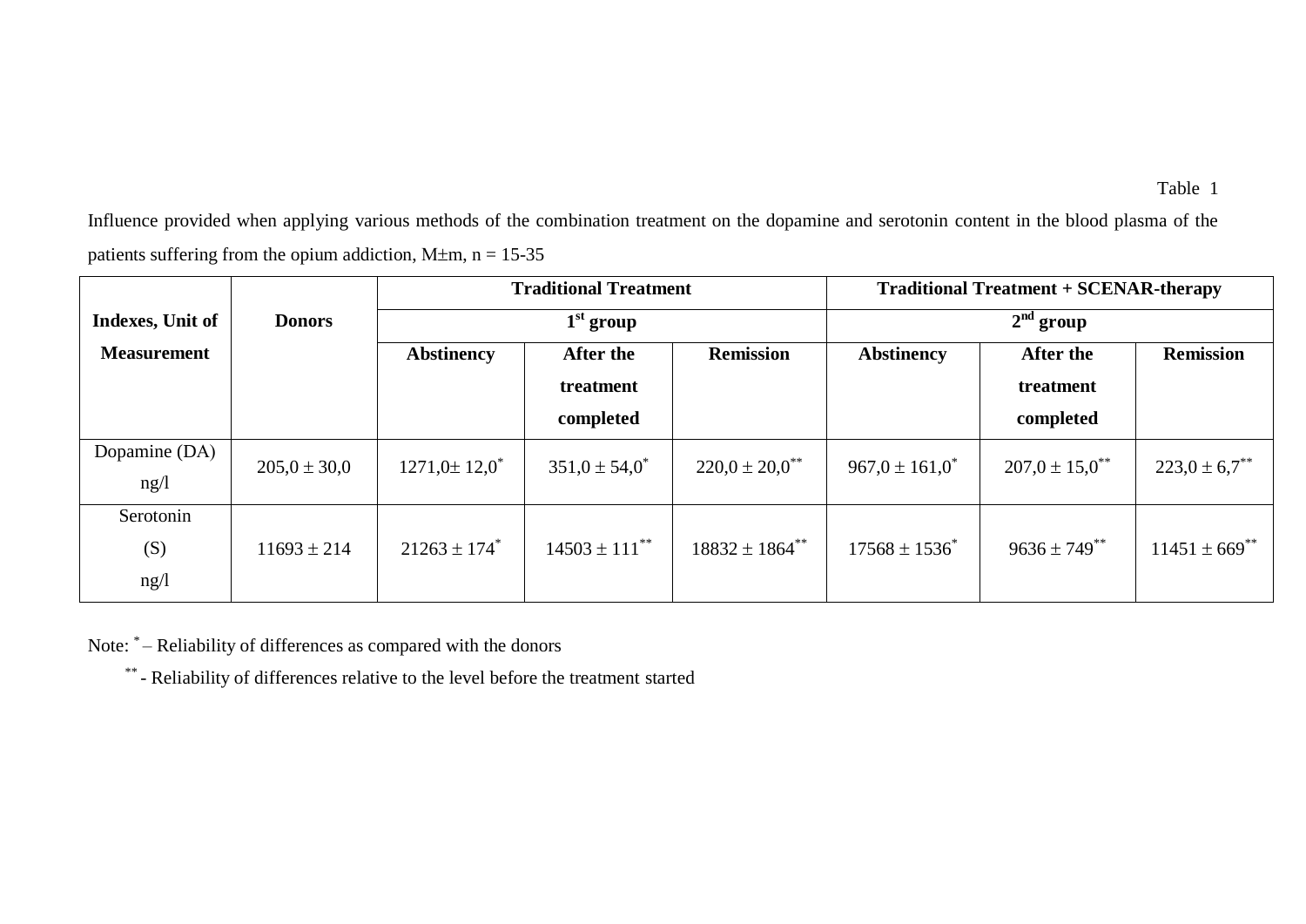Table 1

Influence provided when applying various methods of the combination treatment on the dopamine and serotonin content in the blood plasma of the patients suffering from the opium addiction, M±m, n = 15-35

| Indexes, Unit of Measurement | Donors | Traditional Treatment | | | Traditional Treatment + SCENAR-therapy | | |
|---|---|---|---|---|---|---|---|
| | | 1st group | | | 2nd group | | |
| | | Abstinency | After the treatment completed | Remission | Abstinency | After the treatment completed | Remission |
| Dopamine (DA) ng/l | 205,0 ± 30,0 | 1271,0± 12,0* | 351,0 ± 54,0* | 220,0 ± 20,0** | 967,0 ± 161,0* | 207,0 ± 15,0** | 223,0 ± 6,7** |
| Serotonin (S) ng/l | 11693 ± 214 | 21263 ± 174* | 14503 ± 111** | 18832 ± 1864** | 17568 ± 1536* | 9636 ± 749** | 11451 ± 669** |

Note: * – Reliability of differences as compared with the donors

** - Reliability of differences relative to the level before the treatment started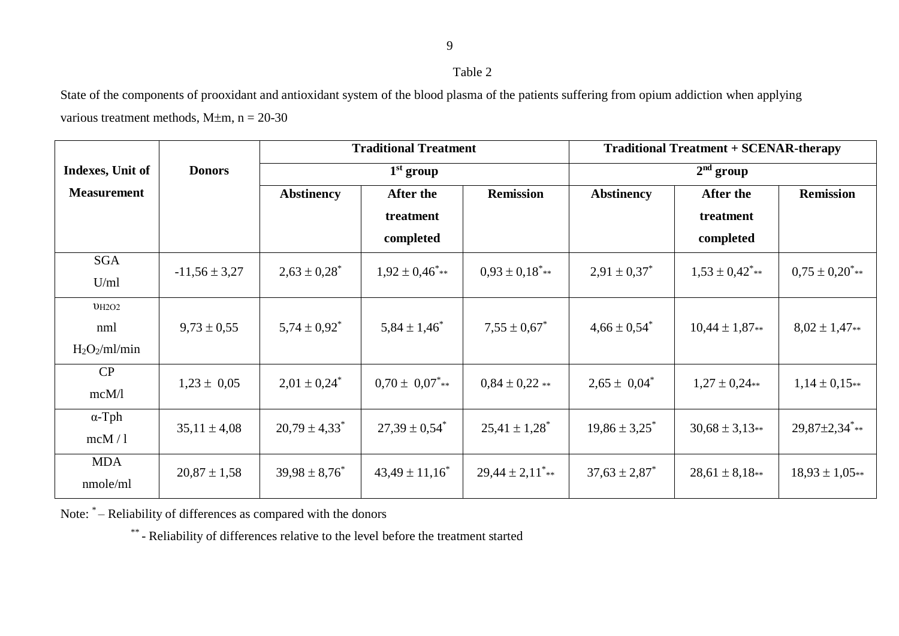Table 2

State of the components of prooxidant and antioxidant system of the blood plasma of the patients suffering from opium addiction when applying various treatment methods, M±m, n = 20-30

| Indexes, Unit of Measurement | Donors | Traditional Treatment | | | Traditional Treatment + SCENAR-therapy | | |
|---|---|---|---|---|---|---|---|
| | | 1st group | | | 2nd group | | |
| | | Abstinency | After the treatment completed | Remission | Abstinency | After the treatment completed | Remission |
| SGA U/ml | -11,56 ± 3,27 | 2,63 ± 0,28* | 1,92 ± 0,46*** | 0,93 ± 0,18*** | 2,91 ± 0,37* | 1,53 ± 0,42*** | 0,75 ± 0,20*** |
| $\upsilon_{H2O2}$ nml $H_2O_2$/ml/min | 9,73 ± 0,55 | 5,74 ± 0,92* | 5,84 ± 1,46* | 7,55 ± 0,67* | 4,66 ± 0,54* | 10,44 ± 1,87** | 8,02 ± 1,47** |
| CP mcM/l | 1,23 ± 0,05 | 2,01 ± 0,24* | 0,70 ± 0,07*** | 0,84 ± 0,22 ** | 2,65 ± 0,04* | 1,27 ± 0,24** | 1,14 ± 0,15** |
| α-Tph mcM / l | 35,11 ± 4,08 | 20,79 ± 4,33* | 27,39 ± 0,54* | 25,41 ± 1,28* | 19,86 ± 3,25* | 30,68 ± 3,13** | 29,87±2,34*** |
| MDA nmole/ml | 20,87 ± 1,58 | 39,98 ± 8,76* | 43,49 ± 11,16* | 29,44 ± 2,11*** | 37,63 ± 2,87* | 28,61 ± 8,18** | 18,93 ± 1,05** |

Note: * – Reliability of differences as compared with the donors

** - Reliability of differences relative to the level before the treatment started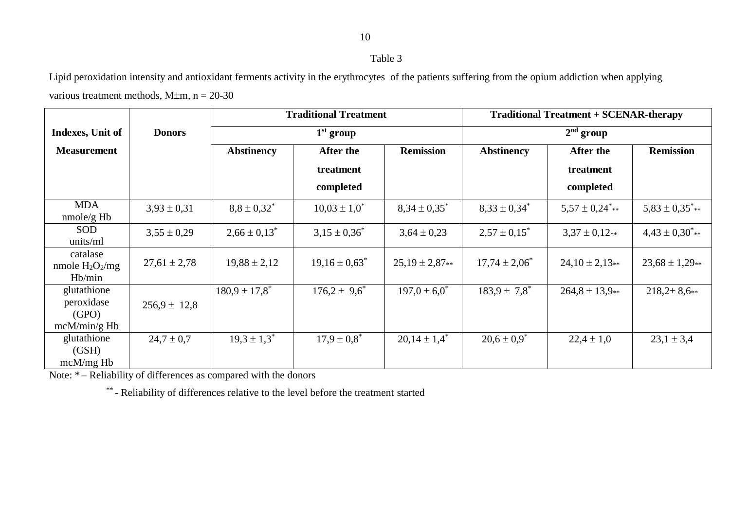Table 3

Lipid peroxidation intensity and antioxidant ferments activity in the erythrocytes of the patients suffering from the opium addiction when applying various treatment methods, M±m, n = 20-30

| Indexes, Unit of Measurement | Donors | Traditional Treatment | | | Traditional Treatment + SCENAR-therapy | | |
|---|---|---|---|---|---|---|---|
| | | 1st group | | | 2nd group | | |
| | | Abstinency | After the treatment completed | Remission | Abstinency | After the treatment completed | Remission |
| MDA nmole/g Hb | 3,93 ± 0,31 | 8,8 ± 0,32* | 10,03 ± 1,0* | 8,34 ± 0,35* | 8,33 ± 0,34* | 5,57 ± 0,24*** | 5,83 ± 0,35*** |
| SOD units/ml | 3,55 ± 0,29 | 2,66 ± 0,13* | 3,15 ± 0,36* | 3,64 ± 0,23 | 2,57 ± 0,15* | 3,37 ± 0,12** | 4,43 ± 0,30*** |
| catalase nmole $H_2O_2$/mg Hb/min | 27,61 ± 2,78 | 19,88 ± 2,12 | 19,16 ± 0,63* | 25,19 ± 2,87** | 17,74 ± 2,06* | 24,10 ± 2,13** | 23,68 ± 1,29** |
| glutathione peroxidase (GPO) mcM/min/g Hb | 256,9 ± 12,8 | 180,9 ± 17,8* | 176,2 ± 9,6* | 197,0 ± 6,0* | 183,9 ± 7,8* | 264,8 ± 13,9** | 218,2± 8,6** |
| glutathione (GSH) mcM/mg Hb | 24,7 ± 0,7 | 19,3 ± 1,3* | 17,9 ± 0,8* | 20,14 ± 1,4* | 20,6 ± 0,9* | 22,4 ± 1,0 | 23,1 ± 3,4 |

Note: * – Reliability of differences as compared with the donors

** - Reliability of differences relative to the level before the treatment started